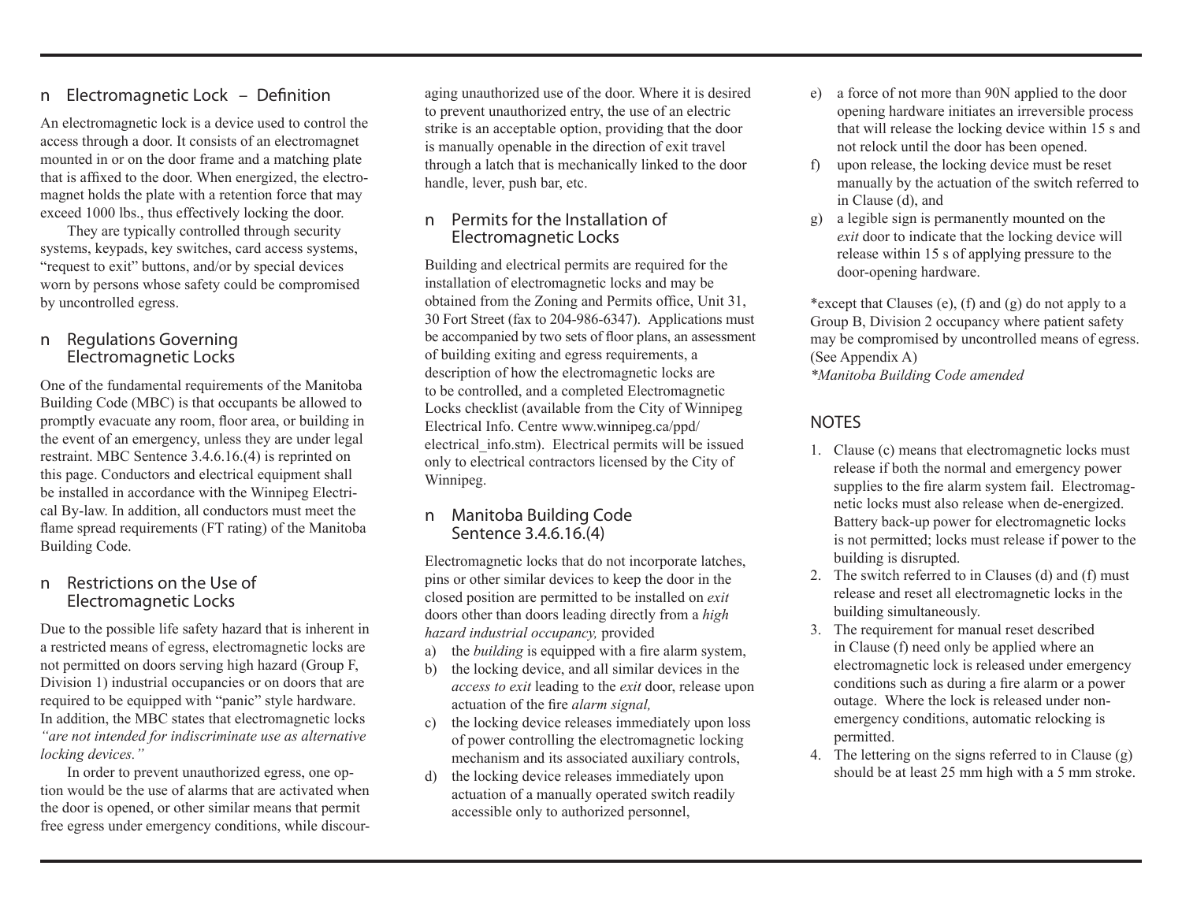## Electromagnetic Lock – Definition

An electromagnetic lock is a device used to control the access through a door. It consists of an electromagnet mounted in or on the door frame and a matching plate that is affixed to the door. When energized, the electromagnet holds the plate with a retention force that may exceed 1000 lbs., thus effectively locking the door.

They are typically controlled through security systems, keypads, key switches, card access systems, "request to exit" buttons, and/or by special devices worn by persons whose safety could be compromised by uncontrolled egress.

## Regulations Governing Electromagnetic Locks

One of the fundamental requirements of the Manitoba Building Code (MBC) is that occupants be allowed to promptly evacuate any room, floor area, or building in the event of an emergency, unless they are under legal restraint. MBC Sentence 3.4.6.16.(4) is reprinted on this page. Conductors and electrical equipment shall be installed in accordance with the Winnipeg Electrical By-law. In addition, all conductors must meet the flame spread requirements (FT rating) of the Manitoba Building Code.

## Restrictions on the Use of Electromagnetic Locks

Due to the possible life safety hazard that is inherent in a restricted means of egress, electromagnetic locks are not permitted on doors serving high hazard (Group F, Division 1) industrial occupancies or on doors that are required to be equipped with "panic" style hardware. In addition, the MBC states that electromagnetic locks *"are not intended for indiscriminate use as alternative locking devices."*

In order to prevent unauthorized egress, one option would be the use of alarms that are activated when the door is opened, or other similar means that permit free egress under emergency conditions, while discouraging unauthorized use of the door. Where it is desired to prevent unauthorized entry, the use of an electric strike is an acceptable option, providing that the door is manually openable in the direction of exit travel through a latch that is mechanically linked to the door handle, lever, push bar, etc.

## Permits for the Installation of Electromagnetic Locks

Building and electrical permits are required for the installation of electromagnetic locks and may be obtained from the Zoning and Permits office, Unit 31, 30 Fort Street (fax to 204-986-6347). Applications must be accompanied by two sets of floor plans, an assessment of building exiting and egress requirements, a description of how the electromagnetic locks are to be controlled, and a completed Electromagnetic Locks checklist (available from the City of Winnipeg Electrical Info. Centre www.winnipeg.ca/ppd/electrical_info.stm). Electrical permits will be issued only to electrical contractors licensed by the City of Winnipeg.

## Manitoba Building Code Sentence 3.4.6.16.(4)

Electromagnetic locks that do not incorporate latches, pins or other similar devices to keep the door in the closed position are permitted to be installed on *exit* doors other than doors leading directly from a *high hazard industrial occupancy,* provided

a) the *building* is equipped with a fire alarm system,
b) the locking device, and all similar devices in the *access to exit* leading to the *exit* door, release upon actuation of the fire *alarm signal,*
c) the locking device releases immediately upon loss of power controlling the electromagnetic locking mechanism and its associated auxiliary controls,
d) the locking device releases immediately upon actuation of a manually operated switch readily accessible only to authorized personnel,
e) a force of not more than 90N applied to the door opening hardware initiates an irreversible process that will release the locking device within 15 s and not relock until the door has been opened.
f) upon release, the locking device must be reset manually by the actuation of the switch referred to in Clause (d), and
g) a legible sign is permanently mounted on the *exit* door to indicate that the locking device will release within 15 s of applying pressure to the door-opening hardware.

*except that Clauses (e), (f) and (g) do not apply to a Group B, Division 2 occupancy where patient safety may be compromised by uncontrolled means of egress. (See Appendix A)
*\*Manitoba Building Code amended*

## NOTES

1. Clause (c) means that electromagnetic locks must release if both the normal and emergency power supplies to the fire alarm system fail. Electromagnetic locks must also release when de-energized. Battery back-up power for electromagnetic locks is not permitted; locks must release if power to the building is disrupted.
2. The switch referred to in Clauses (d) and (f) must release and reset all electromagnetic locks in the building simultaneously.
3. The requirement for manual reset described in Clause (f) need only be applied where an electromagnetic lock is released under emergency conditions such as during a fire alarm or a power outage. Where the lock is released under non-emergency conditions, automatic relocking is permitted.
4. The lettering on the signs referred to in Clause (g) should be at least 25 mm high with a 5 mm stroke.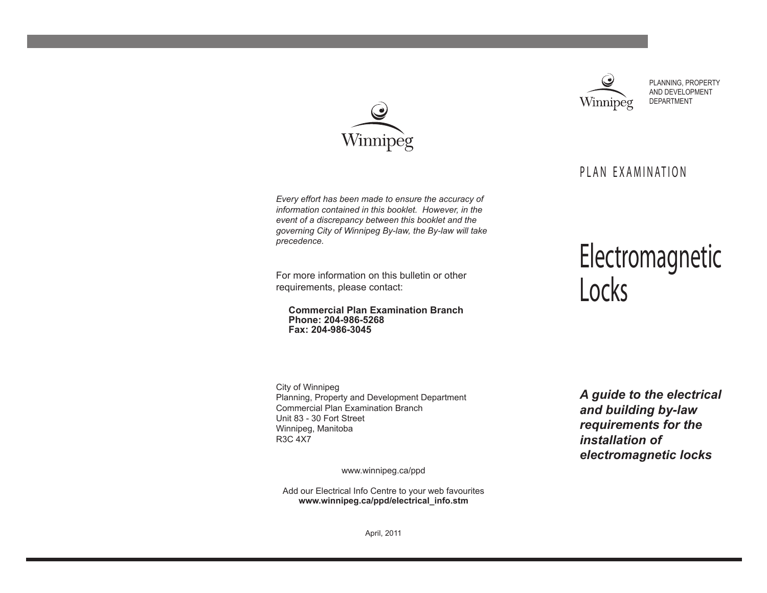Winnipeg

*Every effort has been made to ensure the accuracy of information contained in this booklet. However, in the event of a discrepancy between this booklet and the governing City of Winnipeg By-law, the By-law will take precedence.*

For more information on this bulletin or other requirements, please contact:

**Commercial Plan Examination Branch**
**Phone: 204-986-5268**
**Fax: 204-986-3045**

City of Winnipeg
Planning, Property and Development Department
Commercial Plan Examination Branch
Unit 83 - 30 Fort Street
Winnipeg, Manitoba
R3C 4X7

www.winnipeg.ca/ppd

Add our Electrical Info Centre to your web favourites
**www.winnipeg.ca/ppd/electrical_info.stm**

April, 2011

Winnipeg

PLANNING, PROPERTY AND DEVELOPMENT DEPARTMENT

PLAN EXAMINATION

# Electromagnetic Locks

***A guide to the electrical and building by-law requirements for the installation of electromagnetic locks***